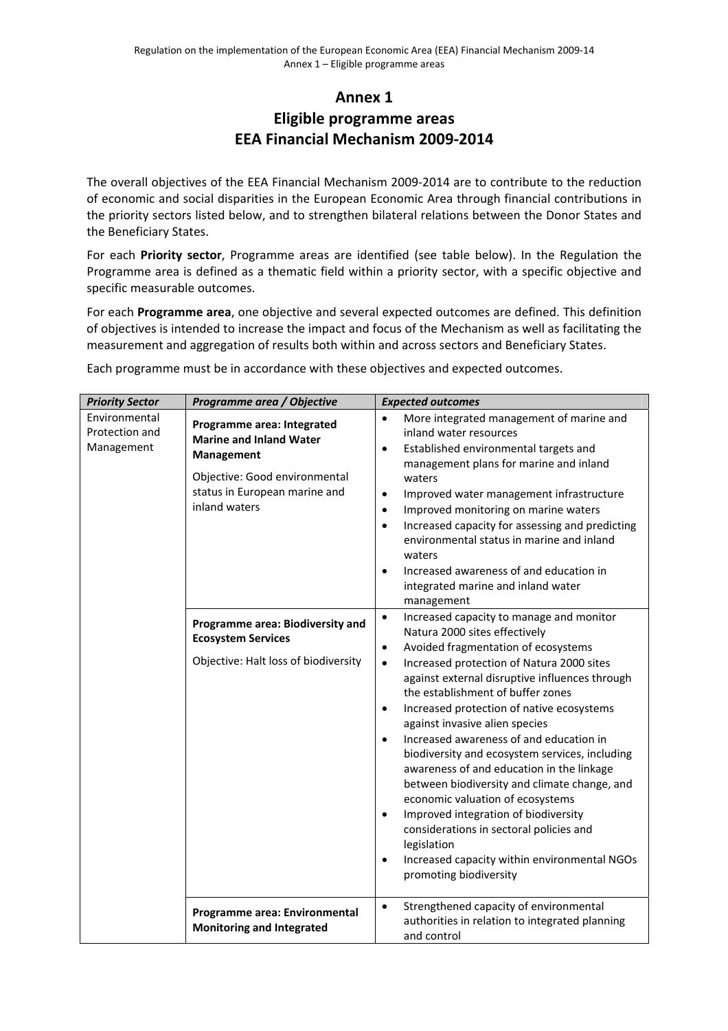# Annex 1
## Eligible programme areas
## EEA Financial Mechanism 2009-2014

The overall objectives of the EEA Financial Mechanism 2009-2014 are to contribute to the reduction of economic and social disparities in the European Economic Area through financial contributions in the priority sectors listed below, and to strengthen bilateral relations between the Donor States and the Beneficiary States.

For each **Priority sector**, Programme areas are identified (see table below). In the Regulation the Programme area is defined as a thematic field within a priority sector, with a specific objective and specific measurable outcomes.

For each **Programme area**, one objective and several expected outcomes are defined. This definition of objectives is intended to increase the impact and focus of the Mechanism as well as facilitating the measurement and aggregation of results both within and across sectors and Beneficiary States.

Each programme must be in accordance with these objectives and expected outcomes.

| ***Priority Sector*** | ***Programme area / Objective*** | ***Expected outcomes*** |
|---|---|---|
| Environmental Protection and Management | **Programme area: Integrated Marine and Inland Water Management**<br>Objective: Good environmental status in European marine and inland waters | • More integrated management of marine and inland water resources<br>• Established environmental targets and management plans for marine and inland waters<br>• Improved water management infrastructure<br>• Improved monitoring on marine waters<br>• Increased capacity for assessing and predicting environmental status in marine and inland waters<br>• Increased awareness of and education in integrated marine and inland water management |
| | **Programme area: Biodiversity and Ecosystem Services**<br>Objective: Halt loss of biodiversity | • Increased capacity to manage and monitor Natura 2000 sites effectively<br>• Avoided fragmentation of ecosystems<br>• Increased protection of Natura 2000 sites against external disruptive influences through the establishment of buffer zones<br>• Increased protection of native ecosystems against invasive alien species<br>• Increased awareness of and education in biodiversity and ecosystem services, including awareness of and education in the linkage between biodiversity and climate change, and economic valuation of ecosystems<br>• Improved integration of biodiversity considerations in sectoral policies and legislation<br>• Increased capacity within environmental NGOs promoting biodiversity |
| | **Programme area: Environmental Monitoring and Integrated** | • Strengthened capacity of environmental authorities in relation to integrated planning and control |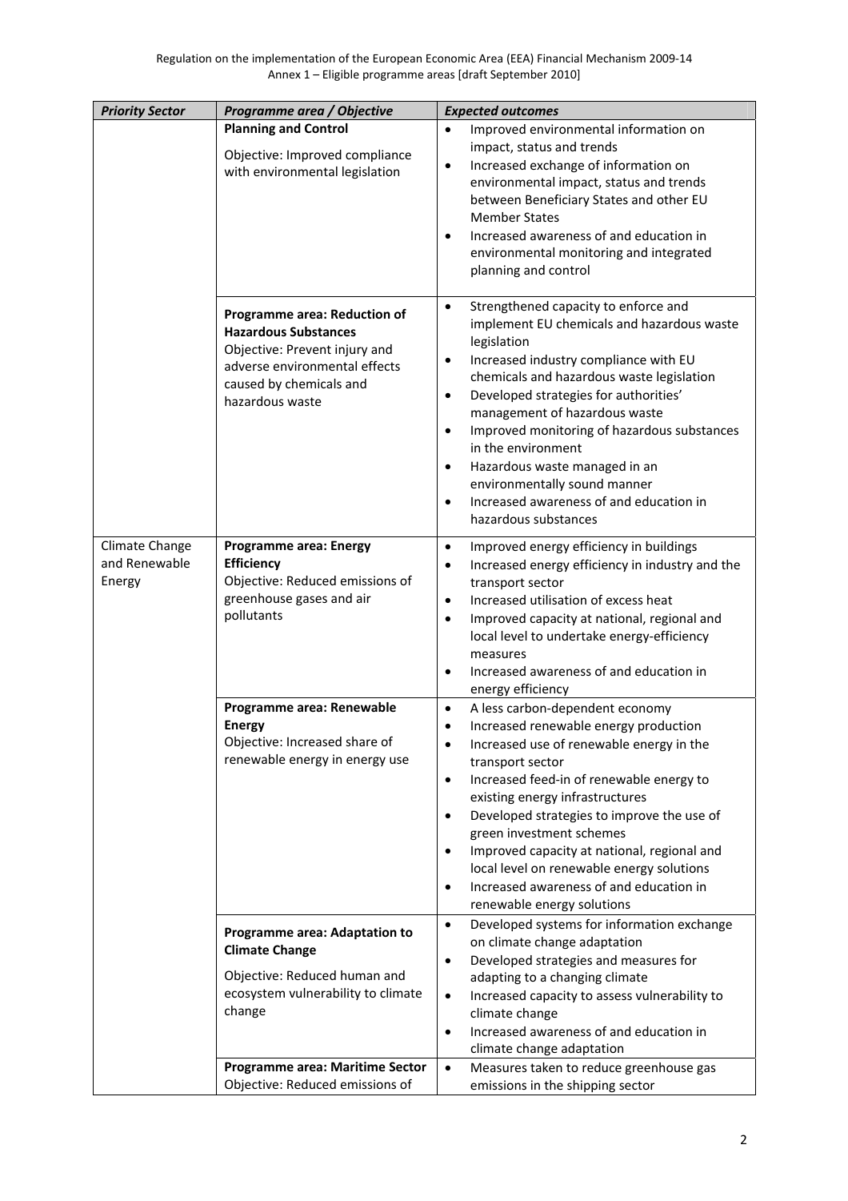| *Priority Sector* | *Programme area / Objective* | *Expected outcomes* |
|---|---|---|
| | **Planning and Control**<br><br>Objective: Improved compliance with environmental legislation | • Improved environmental information on impact, status and trends<br>• Increased exchange of information on environmental impact, status and trends between Beneficiary States and other EU Member States<br>• Increased awareness of and education in environmental monitoring and integrated planning and control |
| | **Programme area: Reduction of Hazardous Substances**<br>Objective: Prevent injury and adverse environmental effects caused by chemicals and hazardous waste | • Strengthened capacity to enforce and implement EU chemicals and hazardous waste legislation<br>• Increased industry compliance with EU chemicals and hazardous waste legislation<br>• Developed strategies for authorities' management of hazardous waste<br>• Improved monitoring of hazardous substances in the environment<br>• Hazardous waste managed in an environmentally sound manner<br>• Increased awareness of and education in hazardous substances |
| Climate Change and Renewable Energy | **Programme area: Energy Efficiency**<br>Objective: Reduced emissions of greenhouse gases and air pollutants | • Improved energy efficiency in buildings<br>• Increased energy efficiency in industry and the transport sector<br>• Increased utilisation of excess heat<br>• Improved capacity at national, regional and local level to undertake energy-efficiency measures<br>• Increased awareness of and education in energy efficiency |
| | **Programme area: Renewable Energy**<br>Objective: Increased share of renewable energy in energy use | • A less carbon-dependent economy<br>• Increased renewable energy production<br>• Increased use of renewable energy in the transport sector<br>• Increased feed-in of renewable energy to existing energy infrastructures<br>• Developed strategies to improve the use of green investment schemes<br>• Improved capacity at national, regional and local level on renewable energy solutions<br>• Increased awareness of and education in renewable energy solutions |
| | **Programme area: Adaptation to Climate Change**<br><br>Objective: Reduced human and ecosystem vulnerability to climate change | • Developed systems for information exchange on climate change adaptation<br>• Developed strategies and measures for adapting to a changing climate<br>• Increased capacity to assess vulnerability to climate change<br>• Increased awareness of and education in climate change adaptation |
| | **Programme area: Maritime Sector**<br>Objective: Reduced emissions of | • Measures taken to reduce greenhouse gas emissions in the shipping sector |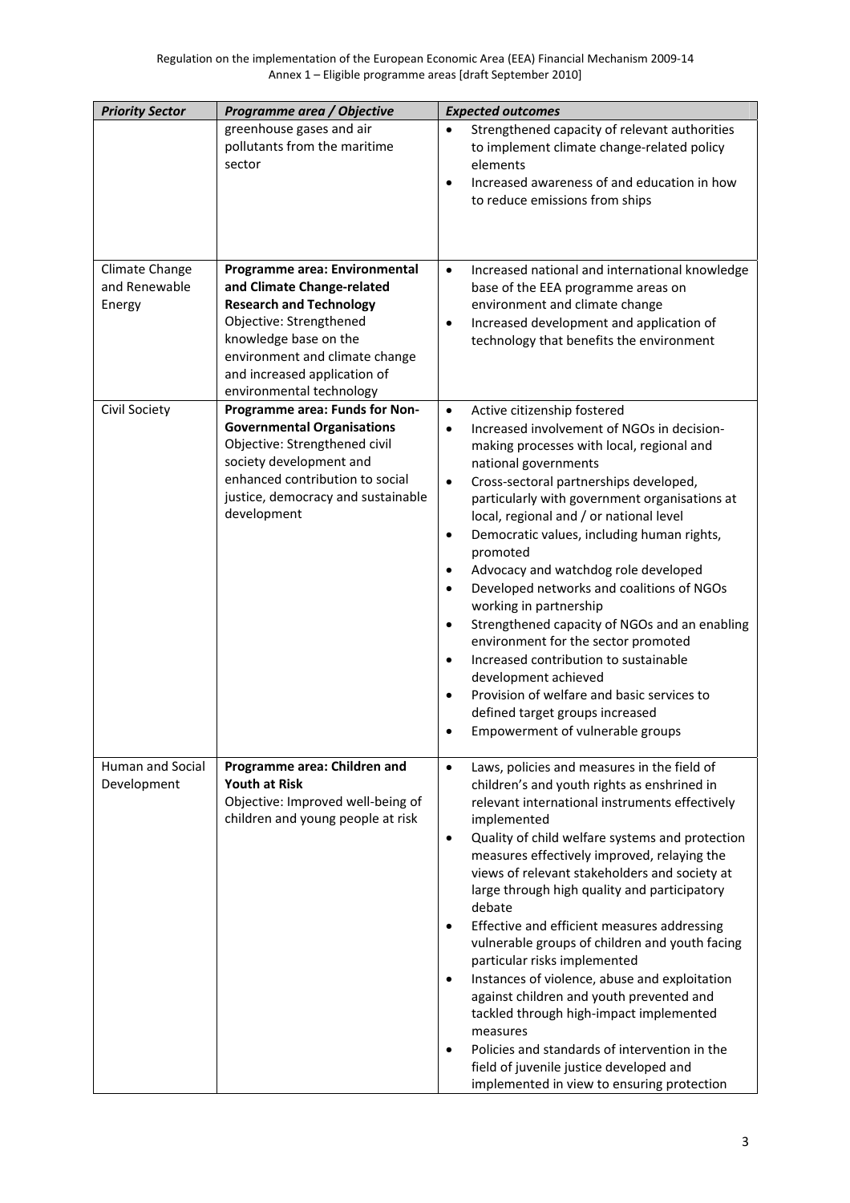| *Priority Sector* | *Programme area / Objective* | *Expected outcomes* |
|---|---|---|
| | greenhouse gases and air pollutants from the maritime sector | • Strengthened capacity of relevant authorities to implement climate change-related policy elements<br>• Increased awareness of and education in how to reduce emissions from ships |
| Climate Change and Renewable Energy | **Programme area: Environmental and Climate Change-related Research and Technology**<br>Objective: Strengthened knowledge base on the environment and climate change and increased application of environmental technology | • Increased national and international knowledge base of the EEA programme areas on environment and climate change<br>• Increased development and application of technology that benefits the environment |
| Civil Society | **Programme area: Funds for Non-Governmental Organisations**<br>Objective: Strengthened civil society development and enhanced contribution to social justice, democracy and sustainable development | • Active citizenship fostered<br>• Increased involvement of NGOs in decision-making processes with local, regional and national governments<br>• Cross-sectoral partnerships developed, particularly with government organisations at local, regional and / or national level<br>• Democratic values, including human rights, promoted<br>• Advocacy and watchdog role developed<br>• Developed networks and coalitions of NGOs working in partnership<br>• Strengthened capacity of NGOs and an enabling environment for the sector promoted<br>• Increased contribution to sustainable development achieved<br>• Provision of welfare and basic services to defined target groups increased<br>• Empowerment of vulnerable groups |
| Human and Social Development | **Programme area: Children and Youth at Risk**<br>Objective: Improved well-being of children and young people at risk | • Laws, policies and measures in the field of children's and youth rights as enshrined in relevant international instruments effectively implemented<br>• Quality of child welfare systems and protection measures effectively improved, relaying the views of relevant stakeholders and society at large through high quality and participatory debate<br>• Effective and efficient measures addressing vulnerable groups of children and youth facing particular risks implemented<br>• Instances of violence, abuse and exploitation against children and youth prevented and tackled through high-impact implemented measures<br>• Policies and standards of intervention in the field of juvenile justice developed and implemented in view to ensuring protection |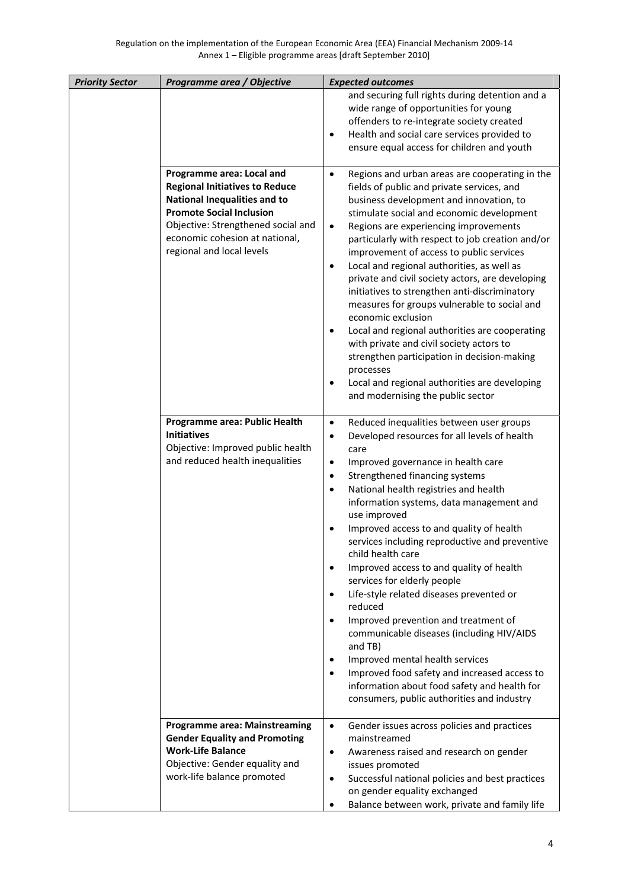| *Priority Sector* | *Programme area / Objective* | *Expected outcomes* |
|---|---|---|
| | | and securing full rights during detention and a wide range of opportunities for young offenders to re-integrate society created<br>• Health and social care services provided to ensure equal access for children and youth |
| | **Programme area: Local and Regional Initiatives to Reduce National Inequalities and to Promote Social Inclusion**<br>Objective: Strengthened social and economic cohesion at national, regional and local levels | • Regions and urban areas are cooperating in the fields of public and private services, and business development and innovation, to stimulate social and economic development<br>• Regions are experiencing improvements particularly with respect to job creation and/or improvement of access to public services<br>• Local and regional authorities, as well as private and civil society actors, are developing initiatives to strengthen anti-discriminatory measures for groups vulnerable to social and economic exclusion<br>• Local and regional authorities are cooperating with private and civil society actors to strengthen participation in decision-making processes<br>• Local and regional authorities are developing and modernising the public sector |
| | **Programme area: Public Health Initiatives**<br>Objective: Improved public health and reduced health inequalities | • Reduced inequalities between user groups<br>• Developed resources for all levels of health care<br>• Improved governance in health care<br>• Strengthened financing systems<br>• National health registries and health information systems, data management and use improved<br>• Improved access to and quality of health services including reproductive and preventive child health care<br>• Improved access to and quality of health services for elderly people<br>• Life-style related diseases prevented or reduced<br>• Improved prevention and treatment of communicable diseases (including HIV/AIDS and TB)<br>• Improved mental health services<br>• Improved food safety and increased access to information about food safety and health for consumers, public authorities and industry |
| | **Programme area: Mainstreaming Gender Equality and Promoting Work-Life Balance**<br>Objective: Gender equality and work-life balance promoted | • Gender issues across policies and practices mainstreamed<br>• Awareness raised and research on gender issues promoted<br>• Successful national policies and best practices on gender equality exchanged<br>• Balance between work, private and family life |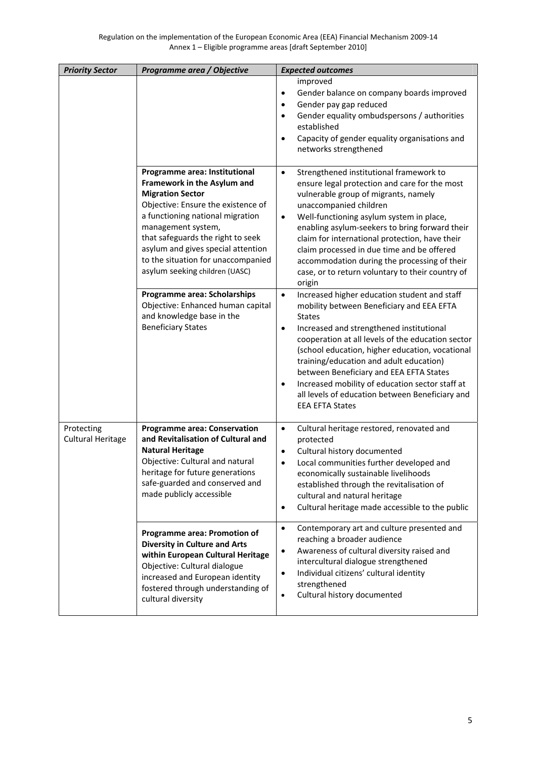| *Priority Sector* | *Programme area / Objective* | *Expected outcomes* |
|---|---|---|
| | | improved<br>• Gender balance on company boards improved<br>• Gender pay gap reduced<br>• Gender equality ombudspersons / authorities established<br>• Capacity of gender equality organisations and networks strengthened |
| | **Programme area: Institutional Framework in the Asylum and Migration Sector**<br>Objective: Ensure the existence of a functioning national migration management system, that safeguards the right to seek asylum and gives special attention to the situation for unaccompanied asylum seeking children (UASC) | • Strengthened institutional framework to ensure legal protection and care for the most vulnerable group of migrants, namely unaccompanied children<br>• Well-functioning asylum system in place, enabling asylum-seekers to bring forward their claim for international protection, have their claim processed in due time and be offered accommodation during the processing of their case, or to return voluntary to their country of origin |
| | **Programme area: Scholarships**<br>Objective: Enhanced human capital and knowledge base in the Beneficiary States | • Increased higher education student and staff mobility between Beneficiary and EEA EFTA States<br>• Increased and strengthened institutional cooperation at all levels of the education sector (school education, higher education, vocational training/education and adult education) between Beneficiary and EEA EFTA States<br>• Increased mobility of education sector staff at all levels of education between Beneficiary and EEA EFTA States |
| Protecting Cultural Heritage | **Programme area: Conservation and Revitalisation of Cultural and Natural Heritage**<br>Objective: Cultural and natural heritage for future generations safe-guarded and conserved and made publicly accessible | • Cultural heritage restored, renovated and protected<br>• Cultural history documented<br>• Local communities further developed and economically sustainable livelihoods established through the revitalisation of cultural and natural heritage<br>• Cultural heritage made accessible to the public |
| | **Programme area: Promotion of Diversity in Culture and Arts within European Cultural Heritage**<br>Objective: Cultural dialogue increased and European identity fostered through understanding of cultural diversity | • Contemporary art and culture presented and reaching a broader audience<br>• Awareness of cultural diversity raised and intercultural dialogue strengthened<br>• Individual citizens' cultural identity strengthened<br>• Cultural history documented |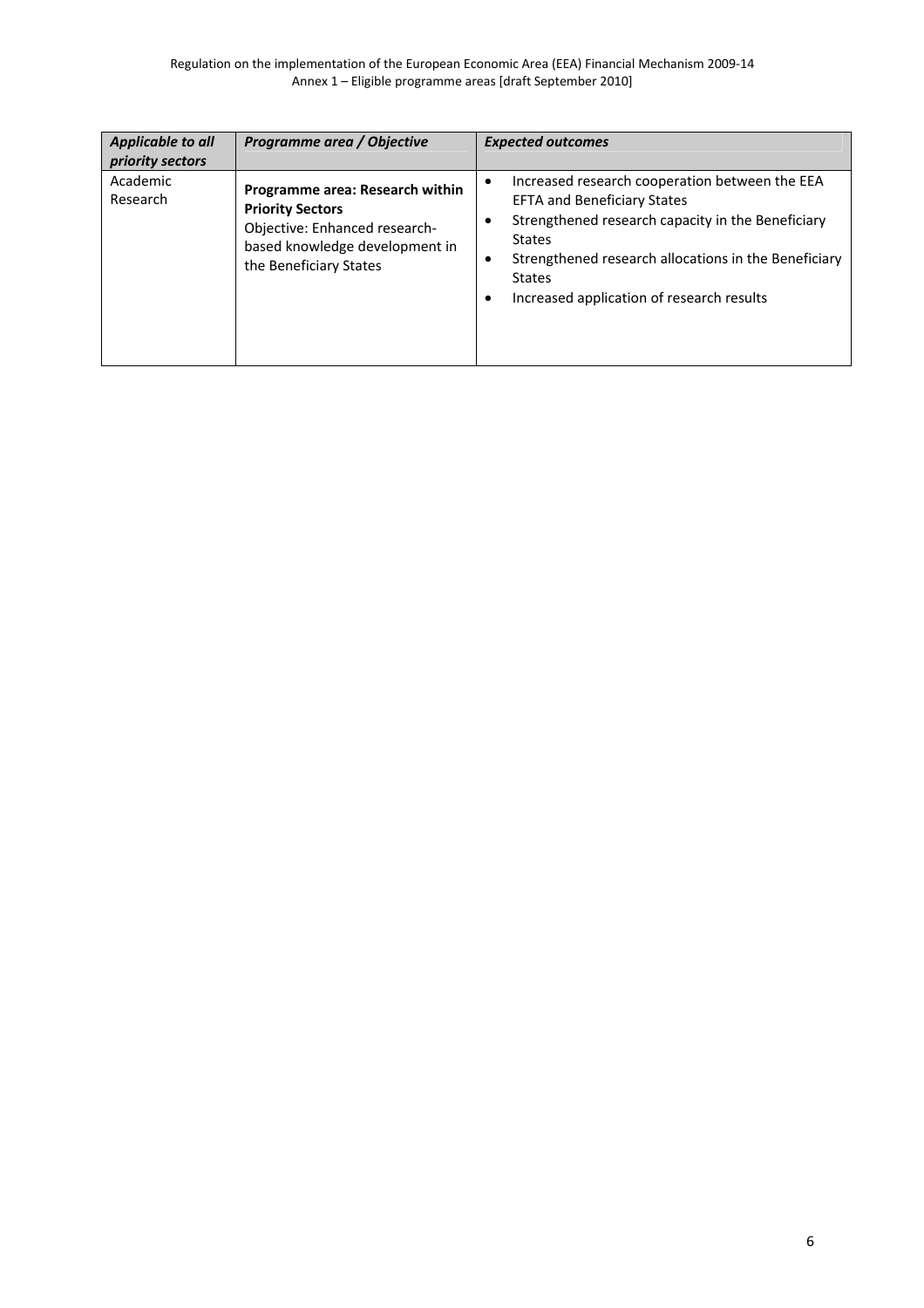| *Applicable to all priority sectors* | *Programme area / Objective* | *Expected outcomes* |
|---|---|---|
| Academic Research | **Programme area: Research within Priority Sectors**<br>Objective: Enhanced research-based knowledge development in the Beneficiary States | • Increased research cooperation between the EEA EFTA and Beneficiary States<br>• Strengthened research capacity in the Beneficiary States<br>• Strengthened research allocations in the Beneficiary States<br>• Increased application of research results |